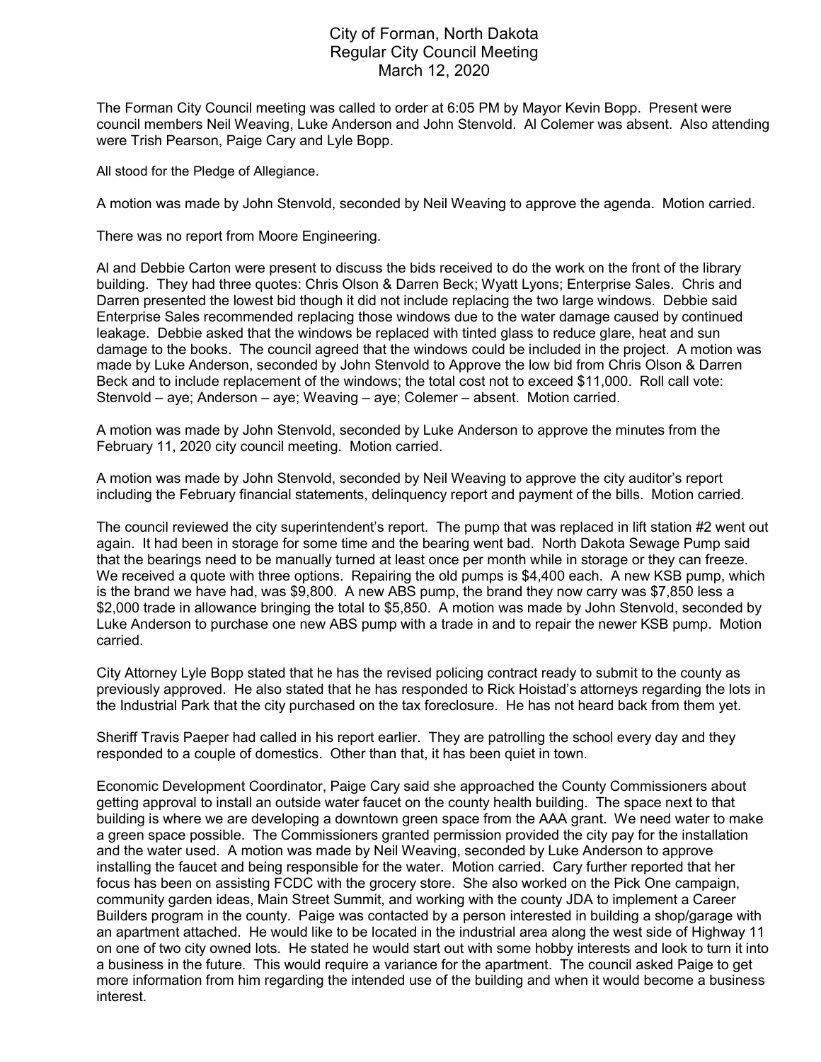# City of Forman, North Dakota
## Regular City Council Meeting
### March 12, 2020

The Forman City Council meeting was called to order at 6:05 PM by Mayor Kevin Bopp. Present were council members Neil Weaving, Luke Anderson and John Stenvold. Al Colemer was absent. Also attending were Trish Pearson, Paige Cary and Lyle Bopp.

All stood for the Pledge of Allegiance.

A motion was made by John Stenvold, seconded by Neil Weaving to approve the agenda. Motion carried.

There was no report from Moore Engineering.

Al and Debbie Carton were present to discuss the bids received to do the work on the front of the library building. They had three quotes: Chris Olson & Darren Beck; Wyatt Lyons; Enterprise Sales. Chris and Darren presented the lowest bid though it did not include replacing the two large windows. Debbie said Enterprise Sales recommended replacing those windows due to the water damage caused by continued leakage. Debbie asked that the windows be replaced with tinted glass to reduce glare, heat and sun damage to the books. The council agreed that the windows could be included in the project. A motion was made by Luke Anderson, seconded by John Stenvold to Approve the low bid from Chris Olson & Darren Beck and to include replacement of the windows; the total cost not to exceed $11,000. Roll call vote: Stenvold – aye; Anderson – aye; Weaving – aye; Colemer – absent. Motion carried.

A motion was made by John Stenvold, seconded by Luke Anderson to approve the minutes from the February 11, 2020 city council meeting. Motion carried.

A motion was made by John Stenvold, seconded by Neil Weaving to approve the city auditor's report including the February financial statements, delinquency report and payment of the bills. Motion carried.

The council reviewed the city superintendent's report. The pump that was replaced in lift station #2 went out again. It had been in storage for some time and the bearing went bad. North Dakota Sewage Pump said that the bearings need to be manually turned at least once per month while in storage or they can freeze. We received a quote with three options. Repairing the old pumps is $4,400 each. A new KSB pump, which is the brand we have had, was $9,800. A new ABS pump, the brand they now carry was $7,850 less a $2,000 trade in allowance bringing the total to $5,850. A motion was made by John Stenvold, seconded by Luke Anderson to purchase one new ABS pump with a trade in and to repair the newer KSB pump. Motion carried.

City Attorney Lyle Bopp stated that he has the revised policing contract ready to submit to the county as previously approved. He also stated that he has responded to Rick Hoistad's attorneys regarding the lots in the Industrial Park that the city purchased on the tax foreclosure. He has not heard back from them yet.

Sheriff Travis Paeper had called in his report earlier. They are patrolling the school every day and they responded to a couple of domestics. Other than that, it has been quiet in town.

Economic Development Coordinator, Paige Cary said she approached the County Commissioners about getting approval to install an outside water faucet on the county health building. The space next to that building is where we are developing a downtown green space from the AAA grant. We need water to make a green space possible. The Commissioners granted permission provided the city pay for the installation and the water used. A motion was made by Neil Weaving, seconded by Luke Anderson to approve installing the faucet and being responsible for the water. Motion carried. Cary further reported that her focus has been on assisting FCDC with the grocery store. She also worked on the Pick One campaign, community garden ideas, Main Street Summit, and working with the county JDA to implement a Career Builders program in the county. Paige was contacted by a person interested in building a shop/garage with an apartment attached. He would like to be located in the industrial area along the west side of Highway 11 on one of two city owned lots. He stated he would start out with some hobby interests and look to turn it into a business in the future. This would require a variance for the apartment. The council asked Paige to get more information from him regarding the intended use of the building and when it would become a business interest.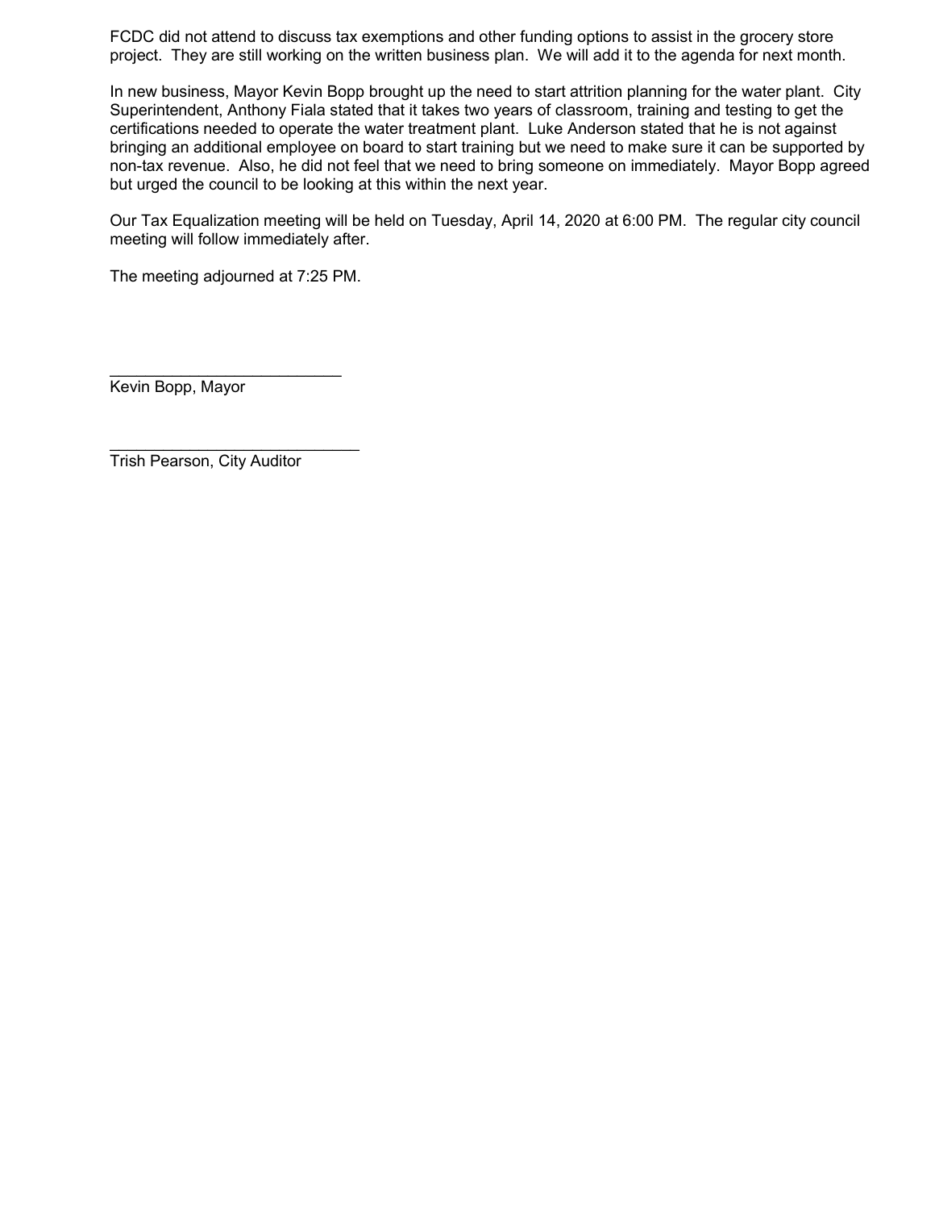FCDC did not attend to discuss tax exemptions and other funding options to assist in the grocery store project. They are still working on the written business plan. We will add it to the agenda for next month.

In new business, Mayor Kevin Bopp brought up the need to start attrition planning for the water plant. City Superintendent, Anthony Fiala stated that it takes two years of classroom, training and testing to get the certifications needed to operate the water treatment plant. Luke Anderson stated that he is not against bringing an additional employee on board to start training but we need to make sure it can be supported by non-tax revenue. Also, he did not feel that we need to bring someone on immediately. Mayor Bopp agreed but urged the council to be looking at this within the next year.

Our Tax Equalization meeting will be held on Tuesday, April 14, 2020 at 6:00 PM. The regular city council meeting will follow immediately after.

The meeting adjourned at 7:25 PM.

___________________________
Kevin Bopp, Mayor

_____________________________
Trish Pearson, City Auditor